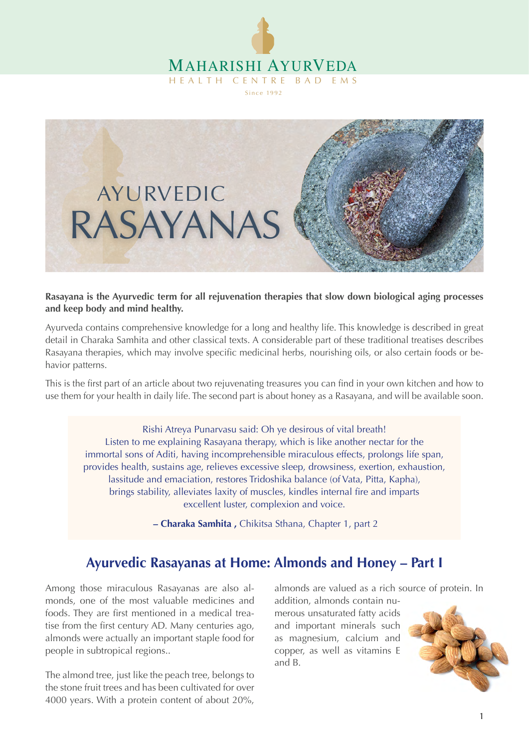# MAHARISHI AYURVEDA

HEALTH CENTRE BAD EMS

Since 1992

# AYURVEDIC RASAYANAS

**Rasayana is the Ayurvedic term for all rejuvenation therapies that slow down biological aging processes and keep body and mind healthy.**

Ayurveda contains comprehensive knowledge for a long and healthy life. This knowledge is described in great detail in Charaka Samhita and other classical texts. A considerable part of these traditional treatises describes Rasayana therapies, which may involve specific medicinal herbs, nourishing oils, or also certain foods or behavior patterns.

This is the first part of an article about two rejuvenating treasures you can find in your own kitchen and how to use them for your health in daily life. The second part is about honey as a Rasayana, and will be available soon.

> Rishi Atreya Punarvasu said: Oh ye desirous of vital breath!
> Listen to me explaining Rasayana therapy, which is like another nectar for the immortal sons of Aditi, having incomprehensible miraculous effects, prolongs life span, provides health, sustains age, relieves excessive sleep, drowsiness, exertion, exhaustion, lassitude and emaciation, restores Tridoshika balance (of Vata, Pitta, Kapha), brings stability, alleviates laxity of muscles, kindles internal fire and imparts excellent luster, complexion and voice.
>
> **– Charaka Samhita ,** Chikitsa Sthana, Chapter 1, part 2

## Ayurvedic Rasayanas at Home: Almonds and Honey – Part I

Among those miraculous Rasayanas are also almonds, one of the most valuable medicines and foods. They are first mentioned in a medical treatise from the first century AD. Many centuries ago, almonds were actually an important staple food for people in subtropical regions..

The almond tree, just like the peach tree, belongs to the stone fruit trees and has been cultivated for over 4000 years. With a protein content of about 20%, almonds are valued as a rich source of protein. In addition, almonds contain numerous unsaturated fatty acids and important minerals such as magnesium, calcium and copper, as well as vitamins E and B.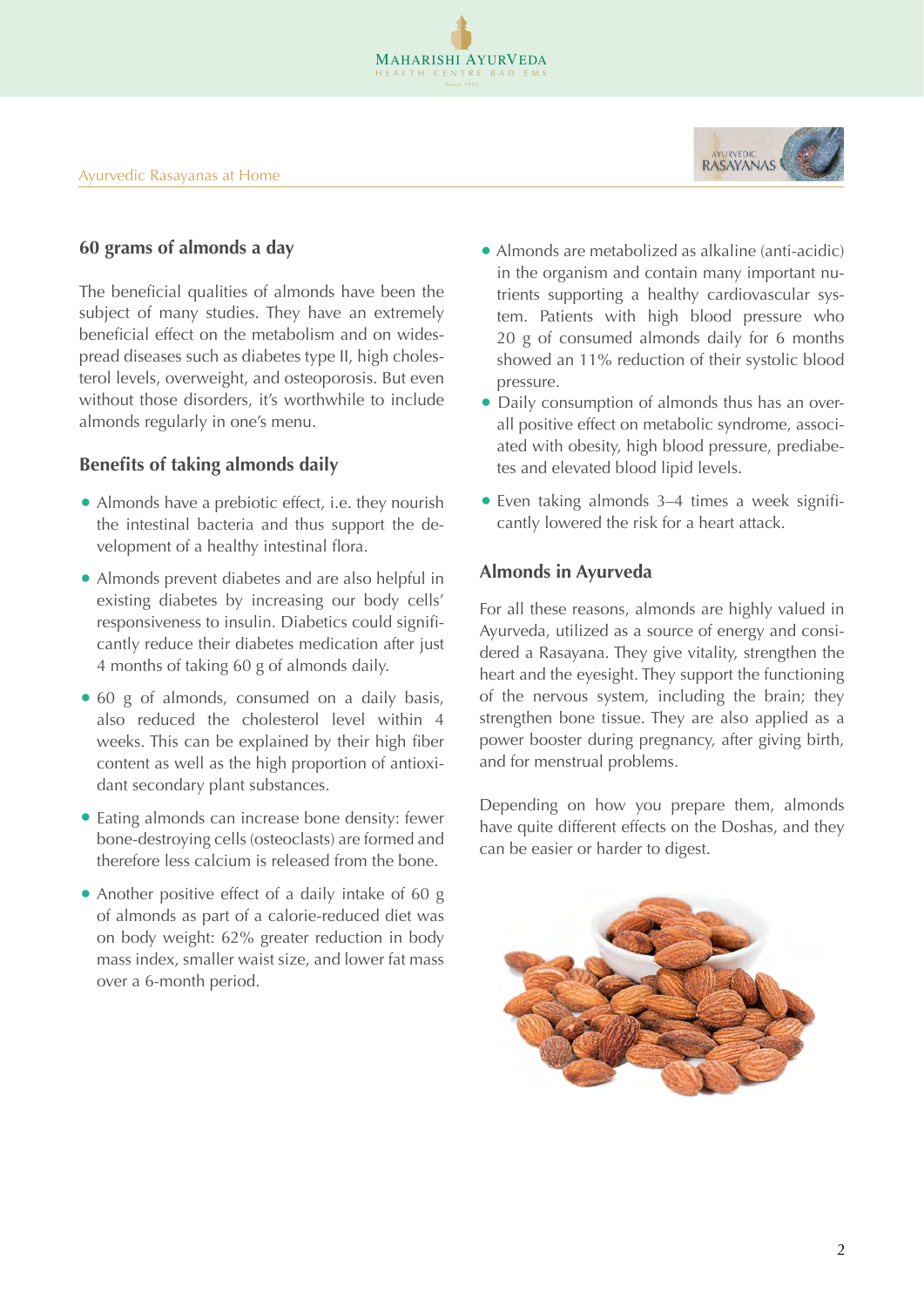## 60 grams of almonds a day

The beneficial qualities of almonds have been the subject of many studies. They have an extremely beneficial effect on the metabolism and on widespread diseases such as diabetes type II, high cholesterol levels, overweight, and osteoporosis. But even without those disorders, it's worthwhile to include almonds regularly in one's menu.

## Benefits of taking almonds daily

- Almonds have a prebiotic effect, i.e. they nourish the intestinal bacteria and thus support the development of a healthy intestinal flora.
- Almonds prevent diabetes and are also helpful in existing diabetes by increasing our body cells' responsiveness to insulin. Diabetics could significantly reduce their diabetes medication after just 4 months of taking 60 g of almonds daily.
- 60 g of almonds, consumed on a daily basis, also reduced the cholesterol level within 4 weeks. This can be explained by their high fiber content as well as the high proportion of antioxidant secondary plant substances.
- Eating almonds can increase bone density: fewer bone-destroying cells (osteoclasts) are formed and therefore less calcium is released from the bone.
- Another positive effect of a daily intake of 60 g of almonds as part of a calorie-reduced diet was on body weight: 62% greater reduction in body mass index, smaller waist size, and lower fat mass over a 6-month period.
- Almonds are metabolized as alkaline (anti-acidic) in the organism and contain many important nutrients supporting a healthy cardiovascular system. Patients with high blood pressure who 20 g of consumed almonds daily for 6 months showed an 11% reduction of their systolic blood pressure.
- Daily consumption of almonds thus has an overall positive effect on metabolic syndrome, associated with obesity, high blood pressure, prediabetes and elevated blood lipid levels.
- Even taking almonds 3–4 times a week significantly lowered the risk for a heart attack.

## Almonds in Ayurveda

For all these reasons, almonds are highly valued in Ayurveda, utilized as a source of energy and considered a Rasayana. They give vitality, strengthen the heart and the eyesight. They support the functioning of the nervous system, including the brain; they strengthen bone tissue. They are also applied as a power booster during pregnancy, after giving birth, and for menstrual problems.

Depending on how you prepare them, almonds have quite different effects on the Doshas, and they can be easier or harder to digest.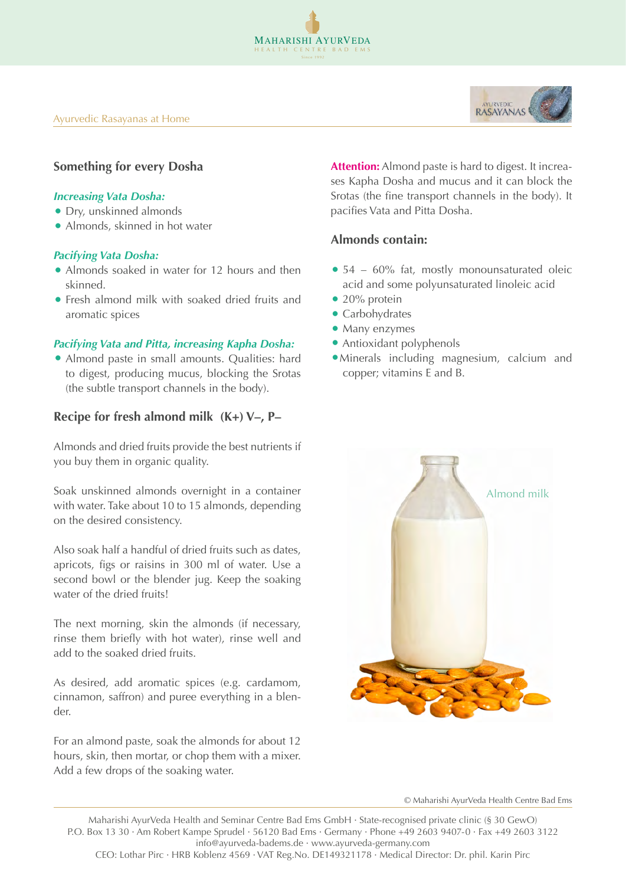Ayurvedic Rasayanas at Home

## Something for every Dosha

### *Increasing Vata Dosha:*

- Dry, unskinned almonds
- Almonds, skinned in hot water

### *Pacifying Vata Dosha:*

- Almonds soaked in water for 12 hours and then skinned.
- Fresh almond milk with soaked dried fruits and aromatic spices

### *Pacifying Vata and Pitta, increasing Kapha Dosha:*

- Almond paste in small amounts. Qualities: hard to digest, producing mucus, blocking the Srotas (the subtle transport channels in the body).

## Recipe for fresh almond milk (K+) V–, P–

Almonds and dried fruits provide the best nutrients if you buy them in organic quality.

Soak unskinned almonds overnight in a container with water. Take about 10 to 15 almonds, depending on the desired consistency.

Also soak half a handful of dried fruits such as dates, apricots, figs or raisins in 300 ml of water. Use a second bowl or the blender jug. Keep the soaking water of the dried fruits!

The next morning, skin the almonds (if necessary, rinse them briefly with hot water), rinse well and add to the soaked dried fruits.

As desired, add aromatic spices (e.g. cardamom, cinnamon, saffron) and puree everything in a blender.

For an almond paste, soak the almonds for about 12 hours, skin, then mortar, or chop them with a mixer. Add a few drops of the soaking water.

**Attention:** Almond paste is hard to digest. It increases Kapha Dosha and mucus and it can block the Srotas (the fine transport channels in the body). It pacifies Vata and Pitta Dosha.

## Almonds contain:

- 54 – 60% fat, mostly monounsaturated oleic acid and some polyunsaturated linoleic acid
- 20% protein
- Carbohydrates
- Many enzymes
- Antioxidant polyphenols
- Minerals including magnesium, calcium and copper; vitamins E and B.

Almond milk

© Maharishi AyurVeda Health Centre Bad Ems